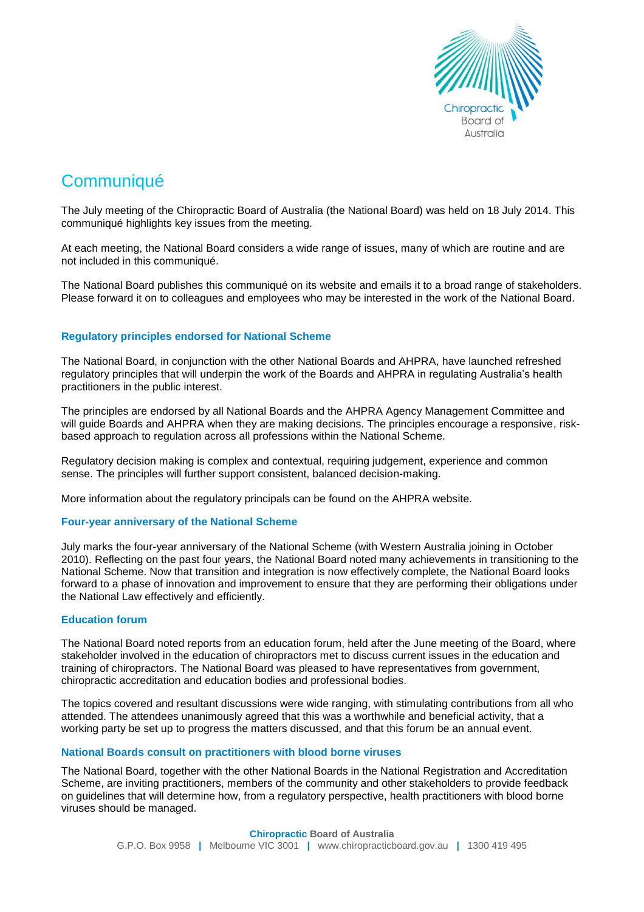# Communiqué

The July meeting of the Chiropractic Board of Australia (the National Board) was held on 18 July 2014. This communiqué highlights key issues from the meeting.

At each meeting, the National Board considers a wide range of issues, many of which are routine and are not included in this communiqué.

The National Board publishes this communiqué on its website and emails it to a broad range of stakeholders. Please forward it on to colleagues and employees who may be interested in the work of the National Board.

## Regulatory principles endorsed for National Scheme

The National Board, in conjunction with the other National Boards and AHPRA, have launched refreshed regulatory principles that will underpin the work of the Boards and AHPRA in regulating Australia's health practitioners in the public interest.

The principles are endorsed by all National Boards and the AHPRA Agency Management Committee and will guide Boards and AHPRA when they are making decisions. The principles encourage a responsive, risk-based approach to regulation across all professions within the National Scheme.

Regulatory decision making is complex and contextual, requiring judgement, experience and common sense. The principles will further support consistent, balanced decision-making.

More information about the regulatory principals can be found on the AHPRA website.

## Four-year anniversary of the National Scheme

July marks the four-year anniversary of the National Scheme (with Western Australia joining in October 2010). Reflecting on the past four years, the National Board noted many achievements in transitioning to the National Scheme. Now that transition and integration is now effectively complete, the National Board looks forward to a phase of innovation and improvement to ensure that they are performing their obligations under the National Law effectively and efficiently.

## Education forum

The National Board noted reports from an education forum, held after the June meeting of the Board, where stakeholder involved in the education of chiropractors met to discuss current issues in the education and training of chiropractors. The National Board was pleased to have representatives from government, chiropractic accreditation and education bodies and professional bodies.

The topics covered and resultant discussions were wide ranging, with stimulating contributions from all who attended. The attendees unanimously agreed that this was a worthwhile and beneficial activity, that a working party be set up to progress the matters discussed, and that this forum be an annual event.

## National Boards consult on practitioners with blood borne viruses

The National Board, together with the other National Boards in the National Registration and Accreditation Scheme, are inviting practitioners, members of the community and other stakeholders to provide feedback on guidelines that will determine how, from a regulatory perspective, health practitioners with blood borne viruses should be managed.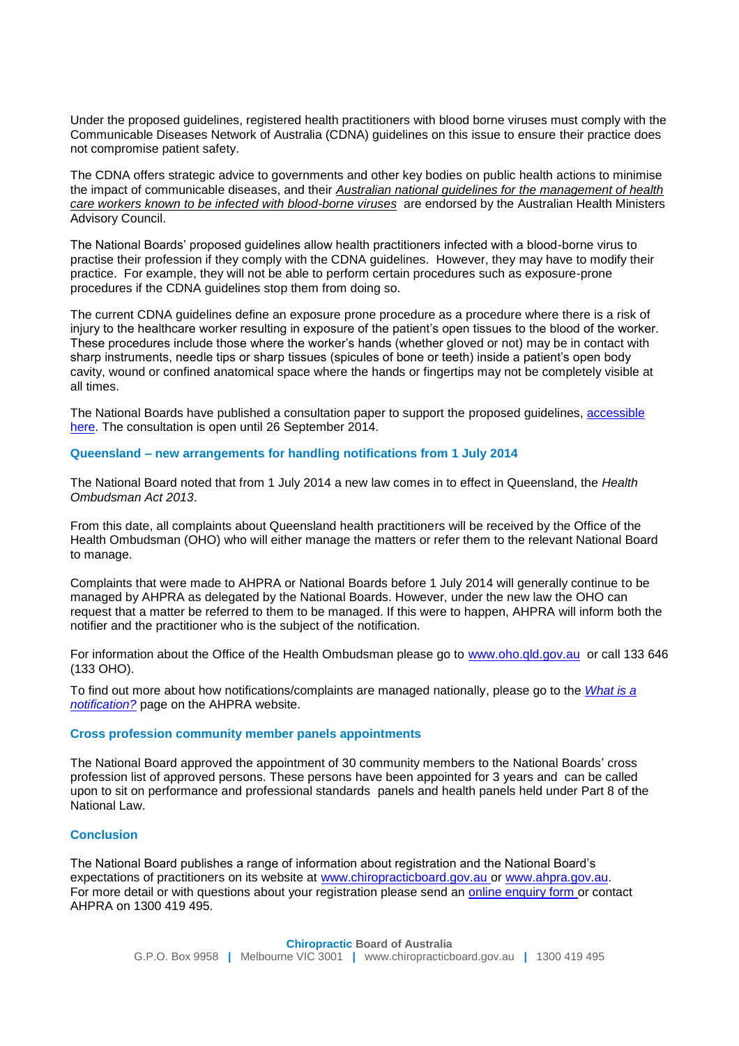Under the proposed guidelines, registered health practitioners with blood borne viruses must comply with the Communicable Diseases Network of Australia (CDNA) guidelines on this issue to ensure their practice does not compromise patient safety.

The CDNA offers strategic advice to governments and other key bodies on public health actions to minimise the impact of communicable diseases, and their *Australian national guidelines for the management of health care workers known to be infected with blood-borne viruses* are endorsed by the Australian Health Ministers Advisory Council.

The National Boards' proposed guidelines allow health practitioners infected with a blood-borne virus to practise their profession if they comply with the CDNA guidelines. However, they may have to modify their practice. For example, they will not be able to perform certain procedures such as exposure-prone procedures if the CDNA guidelines stop them from doing so.

The current CDNA guidelines define an exposure prone procedure as a procedure where there is a risk of injury to the healthcare worker resulting in exposure of the patient's open tissues to the blood of the worker. These procedures include those where the worker's hands (whether gloved or not) may be in contact with sharp instruments, needle tips or sharp tissues (spicules of bone or teeth) inside a patient's open body cavity, wound or confined anatomical space where the hands or fingertips may not be completely visible at all times.

The National Boards have published a consultation paper to support the proposed guidelines, accessible here. The consultation is open until 26 September 2014.

### Queensland – new arrangements for handling notifications from 1 July 2014

The National Board noted that from 1 July 2014 a new law comes in to effect in Queensland, the *Health Ombudsman Act 2013*.

From this date, all complaints about Queensland health practitioners will be received by the Office of the Health Ombudsman (OHO) who will either manage the matters or refer them to the relevant National Board to manage.

Complaints that were made to AHPRA or National Boards before 1 July 2014 will generally continue to be managed by AHPRA as delegated by the National Boards. However, under the new law the OHO can request that a matter be referred to them to be managed. If this were to happen, AHPRA will inform both the notifier and the practitioner who is the subject of the notification.

For information about the Office of the Health Ombudsman please go to www.oho.qld.gov.au or call 133 646 (133 OHO).

To find out more about how notifications/complaints are managed nationally, please go to the *What is a notification?* page on the AHPRA website.

### Cross profession community member panels appointments

The National Board approved the appointment of 30 community members to the National Boards' cross profession list of approved persons. These persons have been appointed for 3 years and can be called upon to sit on performance and professional standards panels and health panels held under Part 8 of the National Law.

### Conclusion

The National Board publishes a range of information about registration and the National Board's expectations of practitioners on its website at www.chiropracticboard.gov.au or www.ahpra.gov.au. For more detail or with questions about your registration please send an online enquiry form or contact AHPRA on 1300 419 495.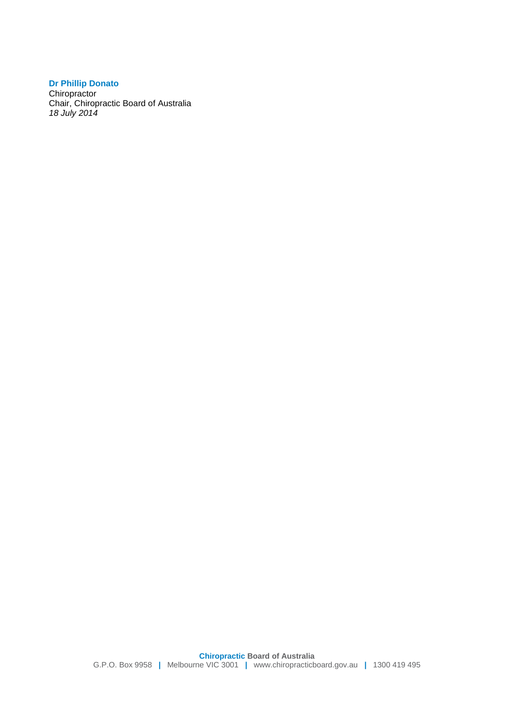**Dr Phillip Donato**
Chiropractor
Chair, Chiropractic Board of Australia
*18 July 2014*